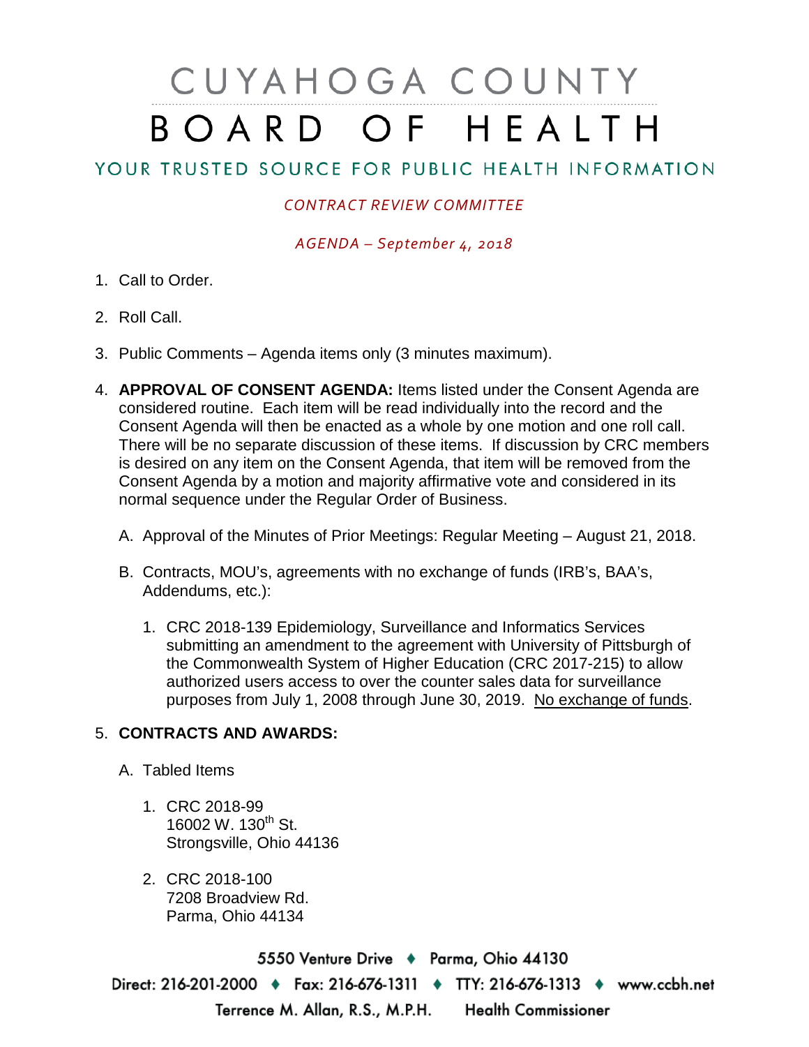# CUYAHOGA COUNTY BOARD OF HEALTH

## YOUR TRUSTED SOURCE FOR PUBLIC HEALTH INFORMATION

*CONTRACT REVIEW COMMITTEE*

*AGENDA – September 4, 2018*

1. Call to Order.

2. Roll Call.

3. Public Comments – Agenda items only (3 minutes maximum).

4. **APPROVAL OF CONSENT AGENDA:** Items listed under the Consent Agenda are considered routine. Each item will be read individually into the record and the Consent Agenda will then be enacted as a whole by one motion and one roll call. There will be no separate discussion of these items. If discussion by CRC members is desired on any item on the Consent Agenda, that item will be removed from the Consent Agenda by a motion and majority affirmative vote and considered in its normal sequence under the Regular Order of Business.

   A. Approval of the Minutes of Prior Meetings: Regular Meeting – August 21, 2018.

   B. Contracts, MOU's, agreements with no exchange of funds (IRB's, BAA's, Addendums, etc.):

      1. CRC 2018-139 Epidemiology, Surveillance and Informatics Services submitting an amendment to the agreement with University of Pittsburgh of the Commonwealth System of Higher Education (CRC 2017-215) to allow authorized users access to over the counter sales data for surveillance purposes from July 1, 2008 through June 30, 2019. <u>No exchange of funds</u>.

5. **CONTRACTS AND AWARDS:**

   A. Tabled Items

      1. CRC 2018-99
         16002 W. 130th St.
         Strongsville, Ohio 44136

      2. CRC 2018-100
         7208 Broadview Rd.
         Parma, Ohio 44134

5550 Venture Drive ♦ Parma, Ohio 44130
Direct: 216-201-2000 ♦ Fax: 216-676-1311 ♦ TTY: 216-676-1313 ♦ www.ccbh.net
Terrence M. Allan, R.S., M.P.H. Health Commissioner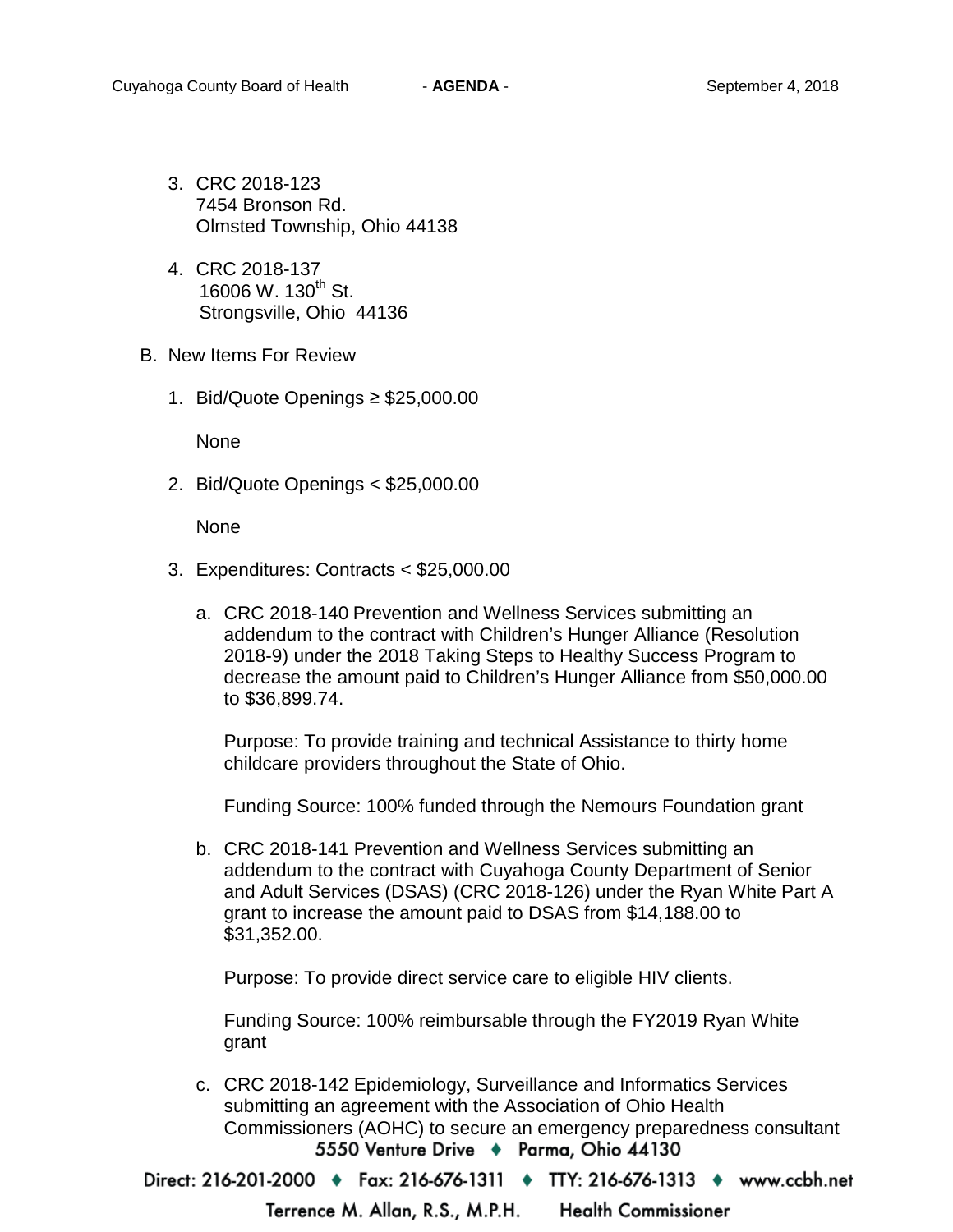3. CRC 2018-123
   7454 Bronson Rd.
   Olmsted Township, Ohio 44138

4. CRC 2018-137
   16006 W. 130th St.
   Strongsville, Ohio 44136

B. New Items For Review

1. Bid/Quote Openings ≥ $25,000.00

   None

2. Bid/Quote Openings < $25,000.00

   None

3. Expenditures: Contracts < $25,000.00

   a. CRC 2018-140 Prevention and Wellness Services submitting an addendum to the contract with Children's Hunger Alliance (Resolution 2018-9) under the 2018 Taking Steps to Healthy Success Program to decrease the amount paid to Children's Hunger Alliance from $50,000.00 to $36,899.74.

      Purpose: To provide training and technical Assistance to thirty home childcare providers throughout the State of Ohio.

      Funding Source: 100% funded through the Nemours Foundation grant

   b. CRC 2018-141 Prevention and Wellness Services submitting an addendum to the contract with Cuyahoga County Department of Senior and Adult Services (DSAS) (CRC 2018-126) under the Ryan White Part A grant to increase the amount paid to DSAS from $14,188.00 to $31,352.00.

      Purpose: To provide direct service care to eligible HIV clients.

      Funding Source: 100% reimbursable through the FY2019 Ryan White grant

   c. CRC 2018-142 Epidemiology, Surveillance and Informatics Services submitting an agreement with the Association of Ohio Health Commissioners (AOHC) to secure an emergency preparedness consultant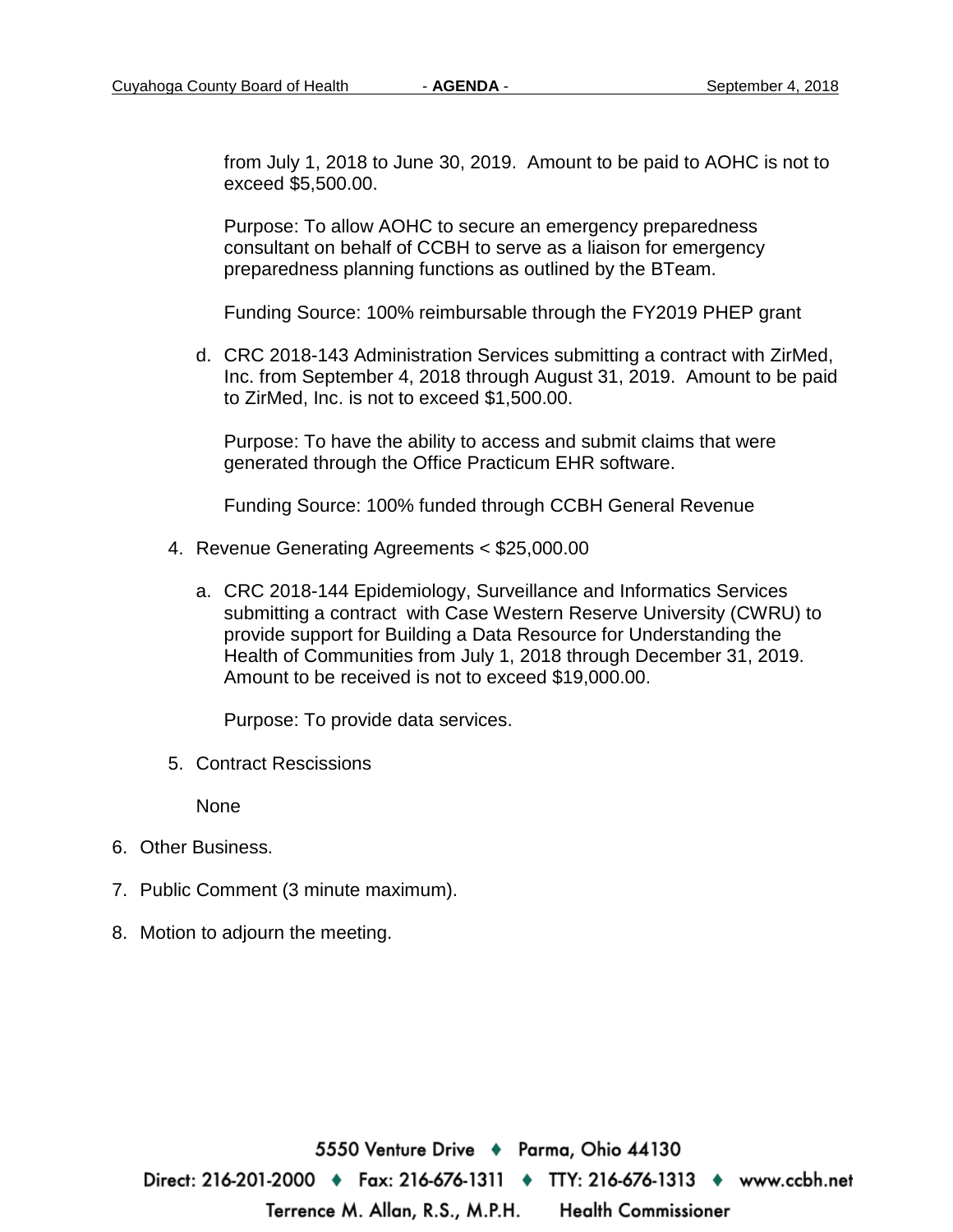from July 1, 2018 to June 30, 2019. Amount to be paid to AOHC is not to exceed $5,500.00.

Purpose: To allow AOHC to secure an emergency preparedness consultant on behalf of CCBH to serve as a liaison for emergency preparedness planning functions as outlined by the BTeam.

Funding Source: 100% reimbursable through the FY2019 PHEP grant

d. CRC 2018-143 Administration Services submitting a contract with ZirMed, Inc. from September 4, 2018 through August 31, 2019. Amount to be paid to ZirMed, Inc. is not to exceed $1,500.00.

   Purpose: To have the ability to access and submit claims that were generated through the Office Practicum EHR software.

   Funding Source: 100% funded through CCBH General Revenue

4. Revenue Generating Agreements < $25,000.00

   a. CRC 2018-144 Epidemiology, Surveillance and Informatics Services submitting a contract with Case Western Reserve University (CWRU) to provide support for Building a Data Resource for Understanding the Health of Communities from July 1, 2018 through December 31, 2019. Amount to be received is not to exceed $19,000.00.

      Purpose: To provide data services.

5. Contract Rescissions

   None

6. Other Business.

7. Public Comment (3 minute maximum).

8. Motion to adjourn the meeting.